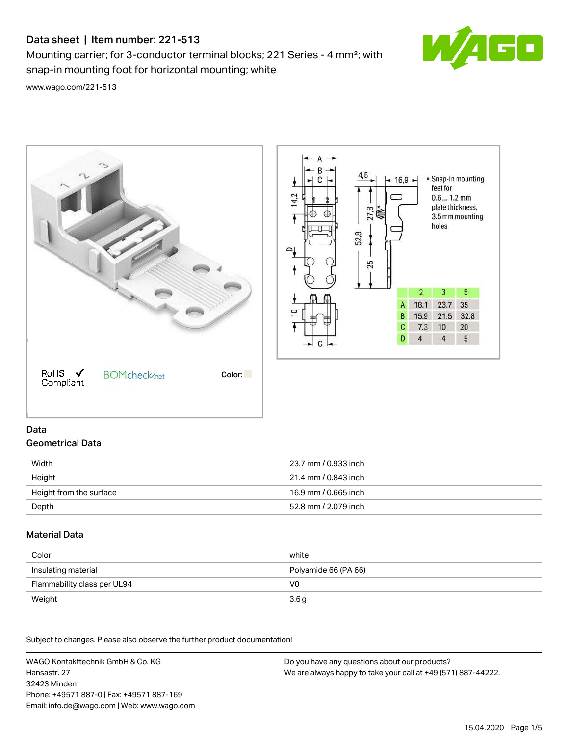# Data sheet | Item number: 221-513

Mounting carrier; for 3-conductor terminal blocks; 221 Series - 4 mm²; with snap-in mounting foot for horizontal mounting; white

www.wago.com/221-513

RoHS Compliant

BOMcheck.net

Color:

* Snap-in mounting feet for 0.6... 1.2 mm plate thickness, 3.5 mm mounting holes

| | 2 | 3 | 5 |
|---|---|---|---|
| A | 18.1 | 23.7 | 35 |
| B | 15.9 | 21.5 | 32.8 |
| C | 7.3 | 10 | 20 |
| D | 4 | 4 | 5 |

## Data

### Geometrical Data

| | |
|---|---|
| Width | 23.7 mm / 0.933 inch |
| Height | 21.4 mm / 0.843 inch |
| Height from the surface | 16.9 mm / 0.665 inch |
| Depth | 52.8 mm / 2.079 inch |

### Material Data

| | |
|---|---|
| Color | white |
| Insulating material | Polyamide 66 (PA 66) |
| Flammability class per UL94 | V0 |
| Weight | 3.6 g |

Subject to changes. Please also observe the further product documentation!

WAGO Kontakttechnik GmbH & Co. KG
Hansastr. 27
32423 Minden
Phone: +49571 887-0 | Fax: +49571 887-169
Email: info.de@wago.com | Web: www.wago.com

Do you have any questions about our products?
We are always happy to take your call at +49 (571) 887-44222.

15.04.2020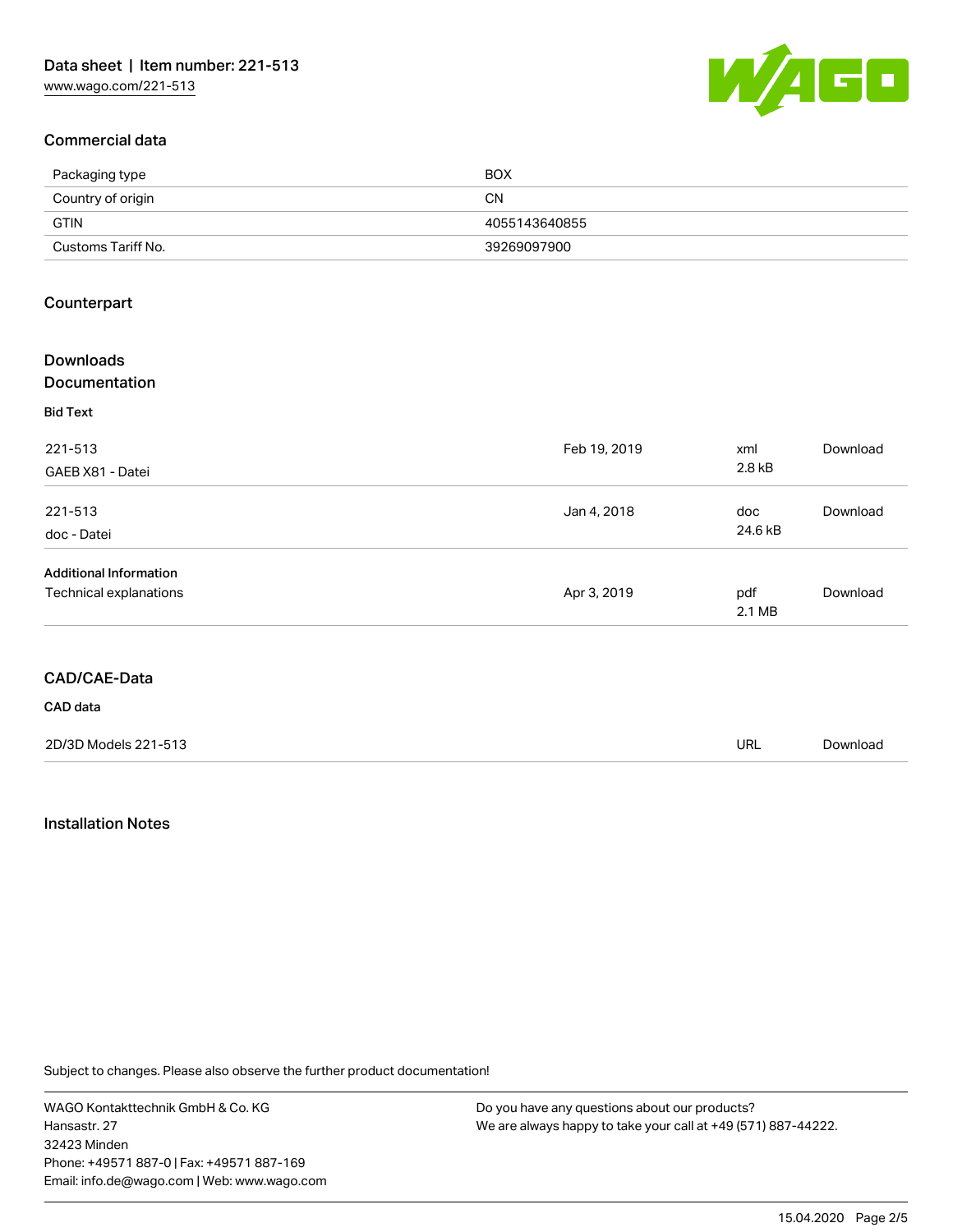## Commercial data

| | |
|---|---|
| Packaging type | BOX |
| Country of origin | CN |
| GTIN | 4055143640855 |
| Customs Tariff No. | 39269097900 |

## Counterpart

## Downloads
## Documentation

**Bid Text**

| | | | |
|---|---|---|---|
| 221-513<br>GAEB X81 - Datei | Feb 19, 2019 | xml<br>2.8 kB | Download |
| 221-513<br>doc - Datei | Jan 4, 2018 | doc<br>24.6 kB | Download |

**Additional Information**

| | | | |
|---|---|---|---|
| Technical explanations | Apr 3, 2019 | pdf<br>2.1 MB | Download |

## CAD/CAE-Data

**CAD data**

| | | |
|---|---|---|
| 2D/3D Models 221-513 | URL | Download |

## Installation Notes

Subject to changes. Please also observe the further product documentation!

WAGO Kontakttechnik GmbH & Co. KG
Hansastr. 27
32423 Minden
Phone: +49571 887-0 | Fax: +49571 887-169
Email: info.de@wago.com | Web: www.wago.com

Do you have any questions about our products?
We are always happy to take your call at +49 (571) 887-44222.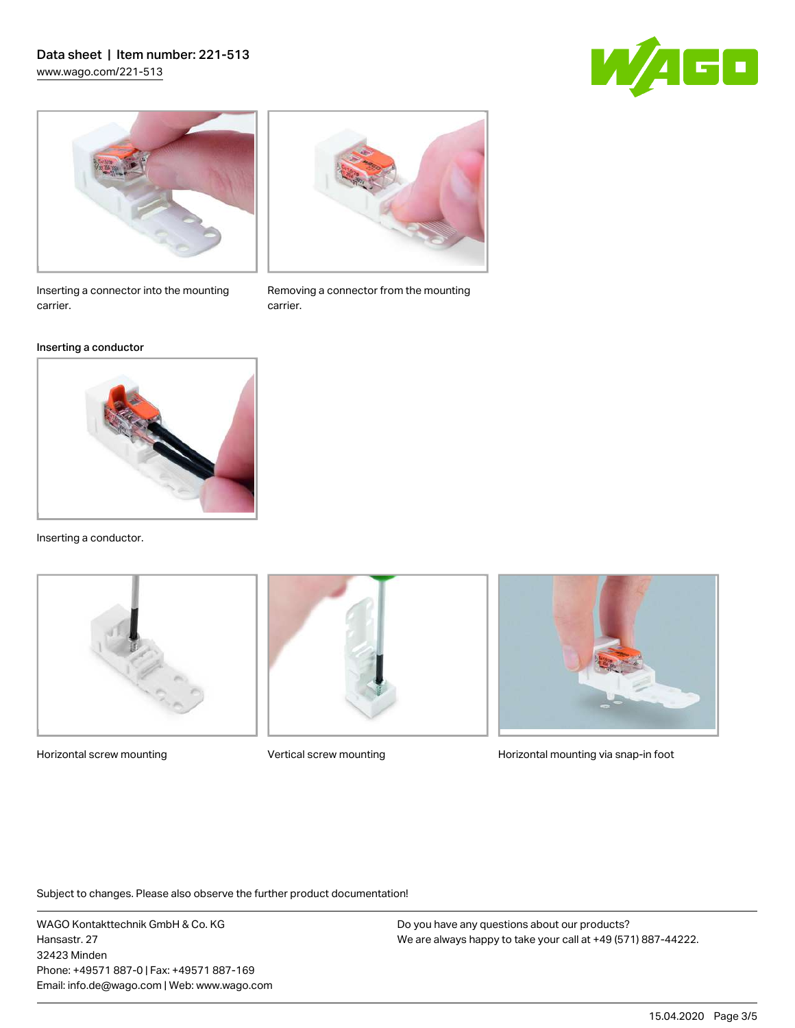Inserting a connector into the mounting carrier.

Removing a connector from the mounting carrier.

### Inserting a conductor

Inserting a conductor.

Horizontal screw mounting

Vertical screw mounting

Horizontal mounting via snap-in foot

Subject to changes. Please also observe the further product documentation!

WAGO Kontakttechnik GmbH & Co. KG
Hansastr. 27
32423 Minden
Phone: +49571 887-0 | Fax: +49571 887-169
Email: info.de@wago.com | Web: www.wago.com

Do you have any questions about our products?
We are always happy to take your call at +49 (571) 887-44222.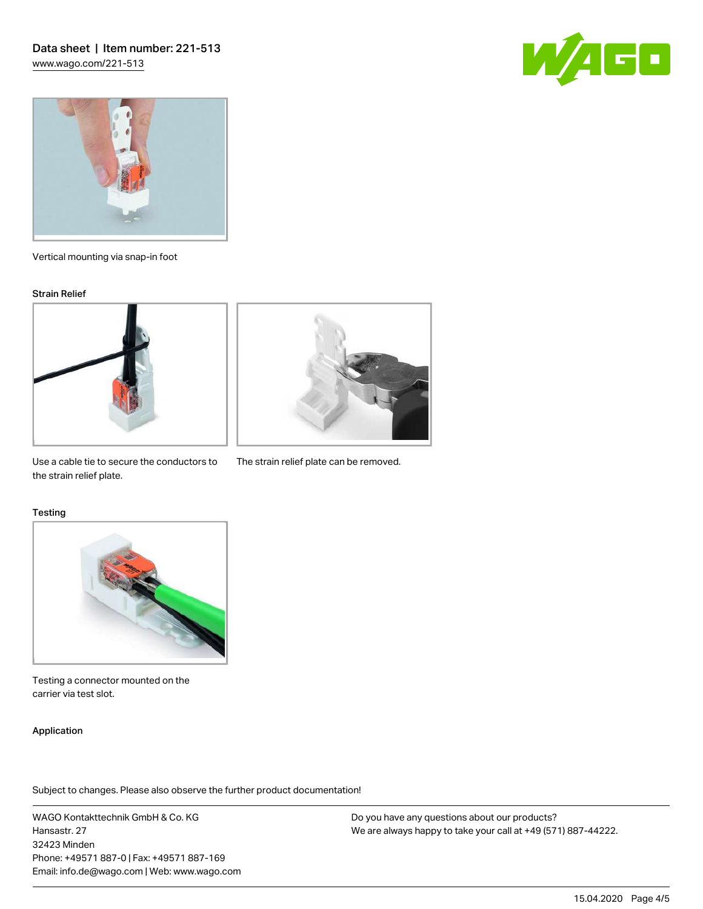Vertical mounting via snap-in foot

### Strain Relief

Use a cable tie to secure the conductors to the strain relief plate.

The strain relief plate can be removed.

### Testing

Testing a connector mounted on the carrier via test slot.

### Application

Subject to changes. Please also observe the further product documentation!

WAGO Kontakttechnik GmbH & Co. KG
Hansastr. 27
32423 Minden
Phone: +49571 887-0 | Fax: +49571 887-169
Email: info.de@wago.com | Web: www.wago.com

Do you have any questions about our products?
We are always happy to take your call at +49 (571) 887-44222.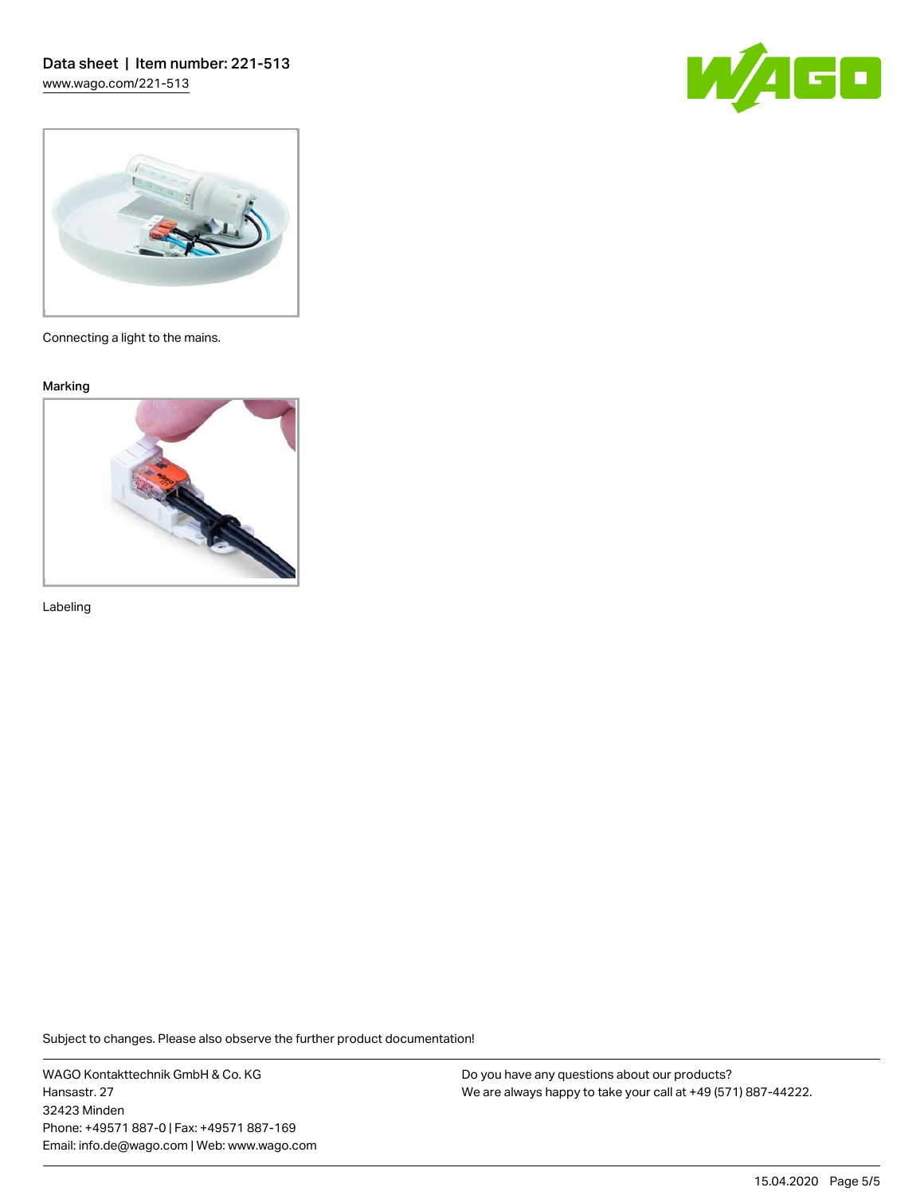Connecting a light to the mains.

### Marking

Labeling

Subject to changes. Please also observe the further product documentation!

WAGO Kontakttechnik GmbH & Co. KG
Hansastr. 27
32423 Minden
Phone: +49571 887-0 | Fax: +49571 887-169
Email: info.de@wago.com | Web: www.wago.com

Do you have any questions about our products?
We are always happy to take your call at +49 (571) 887-44222.